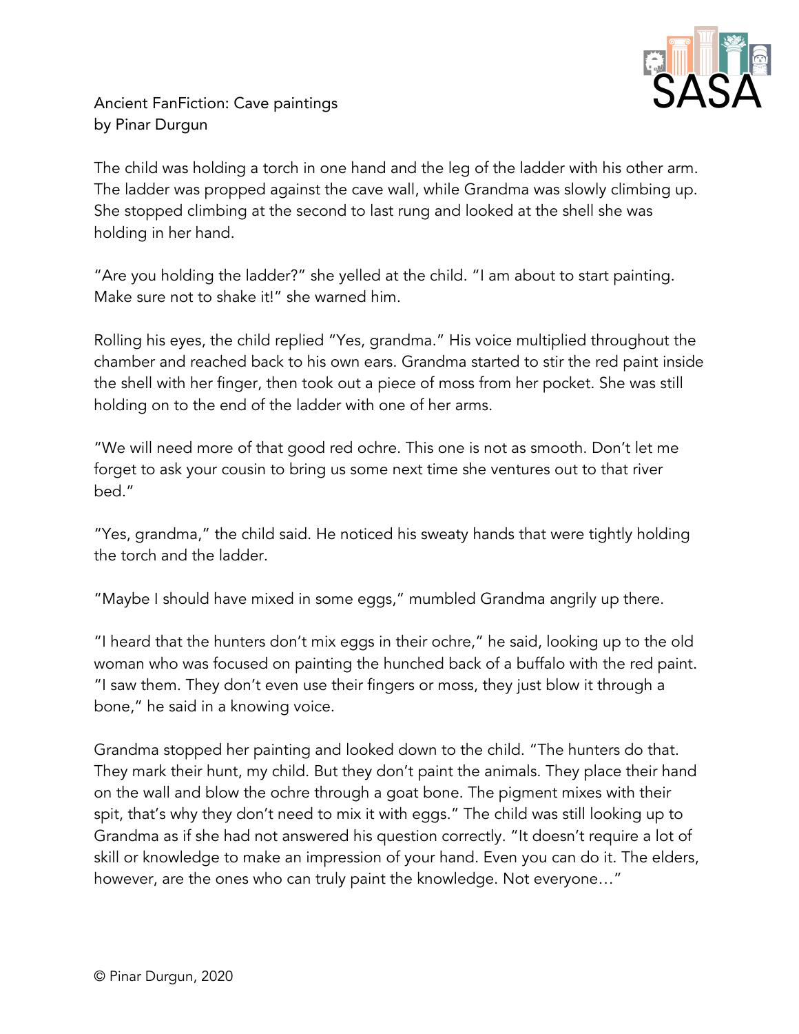# Ancient FanFiction: Cave paintings
by Pinar Durgun

The child was holding a torch in one hand and the leg of the ladder with his other arm. The ladder was propped against the cave wall, while Grandma was slowly climbing up. She stopped climbing at the second to last rung and looked at the shell she was holding in her hand.

"Are you holding the ladder?" she yelled at the child. "I am about to start painting. Make sure not to shake it!" she warned him.

Rolling his eyes, the child replied "Yes, grandma." His voice multiplied throughout the chamber and reached back to his own ears. Grandma started to stir the red paint inside the shell with her finger, then took out a piece of moss from her pocket. She was still holding on to the end of the ladder with one of her arms.

"We will need more of that good red ochre. This one is not as smooth. Don't let me forget to ask your cousin to bring us some next time she ventures out to that river bed."

"Yes, grandma," the child said. He noticed his sweaty hands that were tightly holding the torch and the ladder.

"Maybe I should have mixed in some eggs," mumbled Grandma angrily up there.

"I heard that the hunters don't mix eggs in their ochre," he said, looking up to the old woman who was focused on painting the hunched back of a buffalo with the red paint. "I saw them. They don't even use their fingers or moss, they just blow it through a bone," he said in a knowing voice.

Grandma stopped her painting and looked down to the child. "The hunters do that. They mark their hunt, my child. But they don't paint the animals. They place their hand on the wall and blow the ochre through a goat bone. The pigment mixes with their spit, that's why they don't need to mix it with eggs." The child was still looking up to Grandma as if she had not answered his question correctly. "It doesn't require a lot of skill or knowledge to make an impression of your hand. Even you can do it. The elders, however, are the ones who can truly paint the knowledge. Not everyone…"

© Pinar Durgun, 2020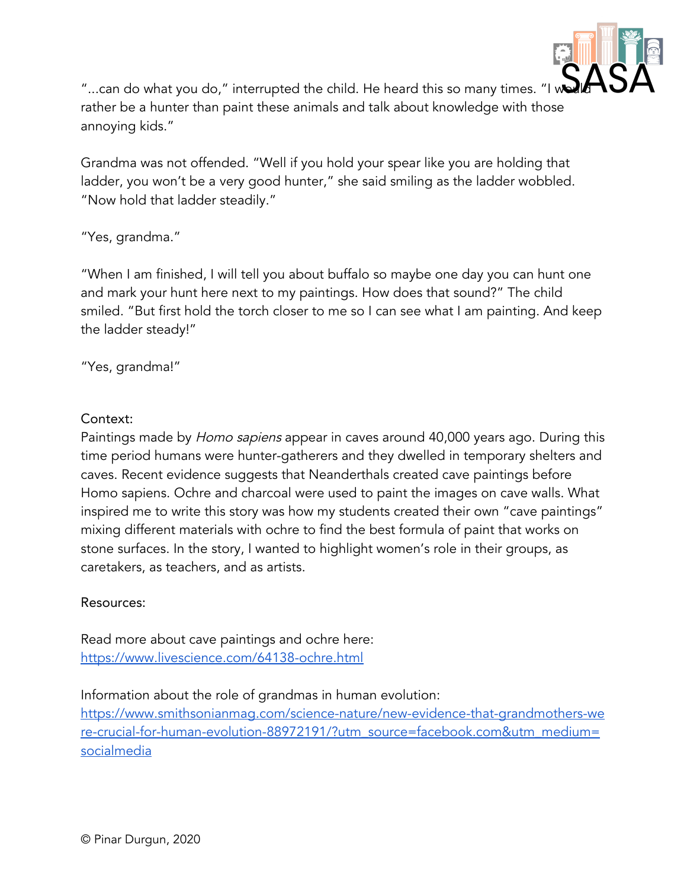"...can do what you do," interrupted the child. He heard this so many times. "I would rather be a hunter than paint these animals and talk about knowledge with those annoying kids."

Grandma was not offended. "Well if you hold your spear like you are holding that ladder, you won't be a very good hunter," she said smiling as the ladder wobbled. "Now hold that ladder steadily."

"Yes, grandma."

"When I am finished, I will tell you about buffalo so maybe one day you can hunt one and mark your hunt here next to my paintings. How does that sound?" The child smiled. "But first hold the torch closer to me so I can see what I am painting. And keep the ladder steady!"

"Yes, grandma!"

Context:
Paintings made by *Homo sapiens* appear in caves around 40,000 years ago. During this time period humans were hunter-gatherers and they dwelled in temporary shelters and caves. Recent evidence suggests that Neanderthals created cave paintings before Homo sapiens. Ochre and charcoal were used to paint the images on cave walls. What inspired me to write this story was how my students created their own "cave paintings" mixing different materials with ochre to find the best formula of paint that works on stone surfaces. In the story, I wanted to highlight women's role in their groups, as caretakers, as teachers, and as artists.

Resources:

Read more about cave paintings and ochre here:
[https://www.livescience.com/64138-ochre.html](https://www.livescience.com/64138-ochre.html)

Information about the role of grandmas in human evolution:
[https://www.smithsonianmag.com/science-nature/new-evidence-that-grandmothers-were-crucial-for-human-evolution-88972191/?utm_source=facebook.com&utm_medium=socialmedia](https://www.smithsonianmag.com/science-nature/new-evidence-that-grandmothers-were-crucial-for-human-evolution-88972191/?utm_source=facebook.com&utm_medium=socialmedia)

© Pinar Durgun, 2020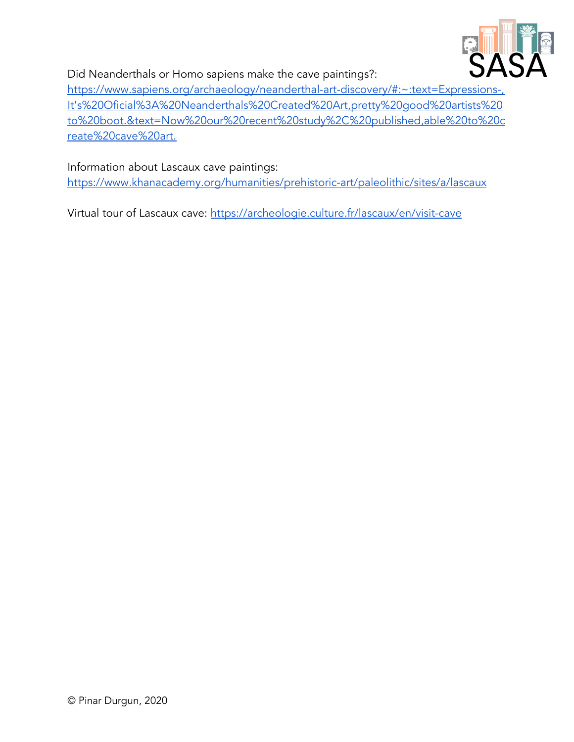Did Neanderthals or Homo sapiens make the cave paintings?: https://www.sapiens.org/archaeology/neanderthal-art-discovery/#:~:text=Expressions-,It's%20Oficial%3A%20Neanderthals%20Created%20Art,pretty%20good%20artists%20to%20boot.&text=Now%20our%20recent%20study%2C%20published,able%20to%20create%20cave%20art.

Information about Lascaux cave paintings: https://www.khanacademy.org/humanities/prehistoric-art/paleolithic/sites/a/lascaux

Virtual tour of Lascaux cave: https://archeologie.culture.fr/lascaux/en/visit-cave

© Pinar Durgun, 2020